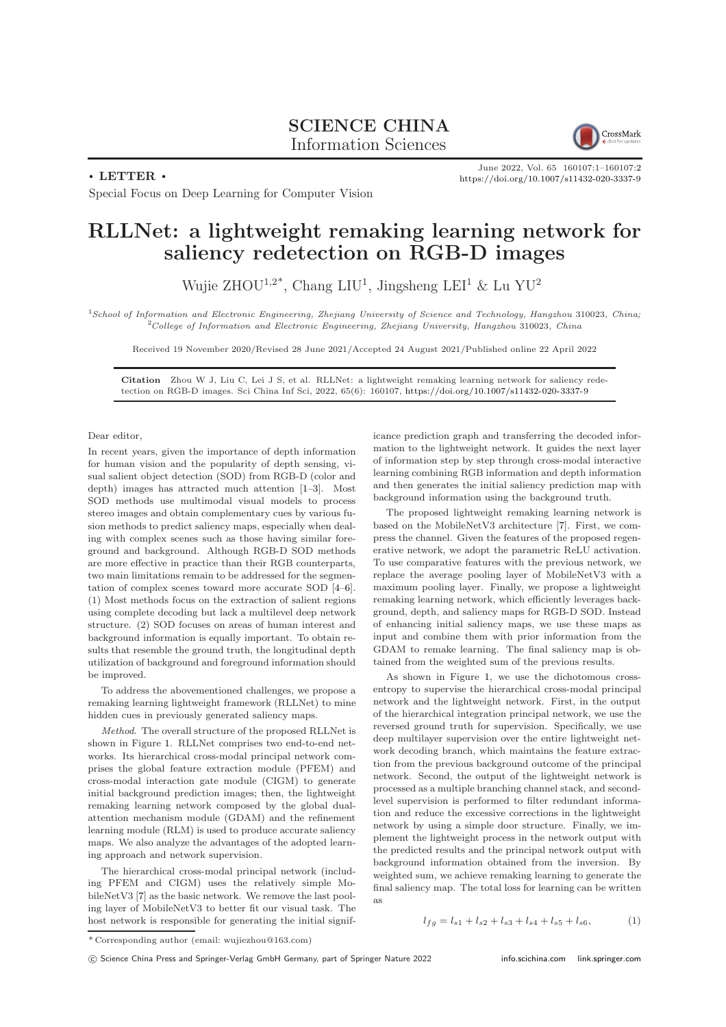**SCIENCE CHINA**
Information Sciences

• LETTER •

June 2022, Vol. 65 160107:1–160107:2
https://doi.org/10.1007/s11432-020-3337-9

Special Focus on Deep Learning for Computer Vision

# RLLNet: a lightweight remaking learning network for saliency redetection on RGB-D images

Wujie ZHOU[1,2*], Chang LIU[1], Jingsheng LEI[1] & Lu YU[2]

[1]*School of Information and Electronic Engineering, Zhejiang University of Science and Technology, Hangzhou* 310023*, China;*
[2]*College of Information and Electronic Engineering, Zhejiang University, Hangzhou* 310023*, China*

Received 19 November 2020/Revised 28 June 2021/Accepted 24 August 2021/Published online 22 April 2022

**Citation** Zhou W J, Liu C, Lei J S, et al. RLLNet: a lightweight remaking learning network for saliency redetection on RGB-D images. Sci China Inf Sci, 2022, 65(6): 160107, https://doi.org/10.1007/s11432-020-3337-9

Dear editor,

In recent years, given the importance of depth information for human vision and the popularity of depth sensing, visual salient object detection (SOD) from RGB-D (color and depth) images has attracted much attention [1–3]. Most SOD methods use multimodal visual models to process stereo images and obtain complementary cues by various fusion methods to predict saliency maps, especially when dealing with complex scenes such as those having similar foreground and background. Although RGB-D SOD methods are more effective in practice than their RGB counterparts, two main limitations remain to be addressed for the segmentation of complex scenes toward more accurate SOD [4–6]. (1) Most methods focus on the extraction of salient regions using complete decoding but lack a multilevel deep network structure. (2) SOD focuses on areas of human interest and background information is equally important. To obtain results that resemble the ground truth, the longitudinal depth utilization of background and foreground information should be improved.

To address the abovementioned challenges, we propose a remaking learning lightweight framework (RLLNet) to mine hidden cues in previously generated saliency maps.

*Method*. The overall structure of the proposed RLLNet is shown in Figure 1. RLLNet comprises two end-to-end networks. Its hierarchical cross-modal principal network comprises the global feature extraction module (PFEM) and cross-modal interaction gate module (CIGM) to generate initial background prediction images; then, the lightweight remaking learning network composed by the global dual-attention mechanism module (GDAM) and the refinement learning module (RLM) is used to produce accurate saliency maps. We also analyze the advantages of the adopted learning approach and network supervision.

The hierarchical cross-modal principal network (including PFEM and CIGM) uses the relatively simple MobileNetV3 [7] as the basic network. We remove the last pooling layer of MobileNetV3 to better fit our visual task. The host network is responsible for generating the initial significance prediction graph and transferring the decoded information to the lightweight network. It guides the next layer of information step by step through cross-modal interactive learning combining RGB information and depth information and then generates the initial saliency prediction map with background information using the background truth.

The proposed lightweight remaking learning network is based on the MobileNetV3 architecture [7]. First, we compress the channel. Given the features of the proposed regenerative network, we adopt the parametric ReLU activation. To use comparative features with the previous network, we replace the average pooling layer of MobileNetV3 with a maximum pooling layer. Finally, we propose a lightweight remaking learning network, which efficiently leverages background, depth, and saliency maps for RGB-D SOD. Instead of enhancing initial saliency maps, we use these maps as input and combine them with prior information from the GDAM to remake learning. The final saliency map is obtained from the weighted sum of the previous results.

As shown in Figure 1, we use the dichotomous cross-entropy to supervise the hierarchical cross-modal principal network and the lightweight network. First, in the output of the hierarchical integration principal network, we use the reversed ground truth for supervision. Specifically, we use deep multilayer supervision over the entire lightweight network decoding branch, which maintains the feature extraction from the previous background outcome of the principal network. Second, the output of the lightweight network is processed as a multiple branching channel stack, and second-level supervision is performed to filter redundant information and reduce the excessive corrections in the lightweight network by using a simple door structure. Finally, we implement the lightweight process in the network output with the predicted results and the principal network output with background information obtained from the inversion. By weighted sum, we achieve remaking learning to generate the final saliency map. The total loss for learning can be written as

$$l_{fg} = l_{s1} + l_{s2} + l_{s3} + l_{s4} + l_{s5} + l_{s6}, \tag{1}$$

*Corresponding author (email: wujiezhou@163.com)

© Science China Press and Springer-Verlag GmbH Germany, part of Springer Nature 2022 info.scichina.com link.springer.com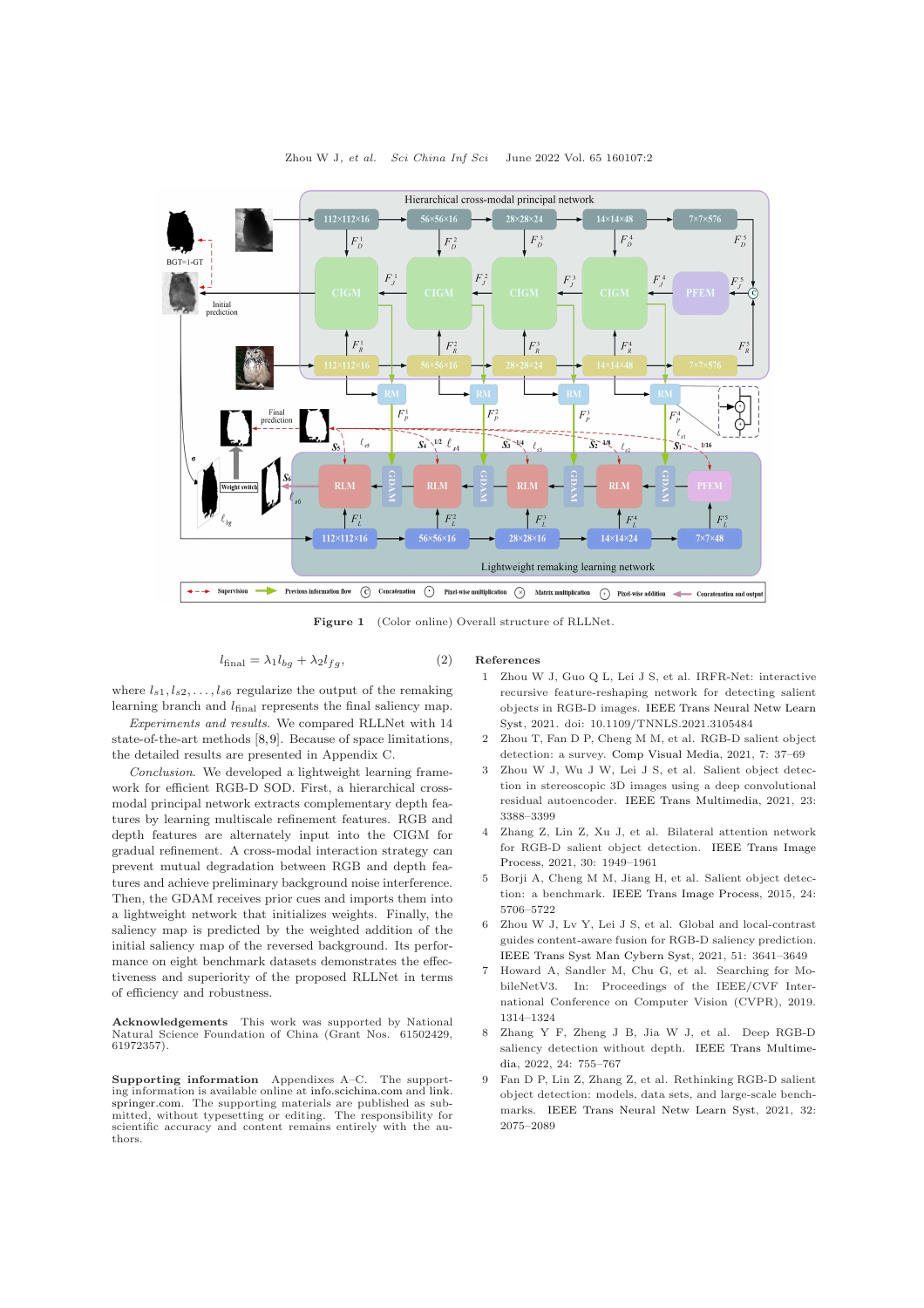Hierarchical cross-modal principal network

112×112×16
56×56×16
28×28×24
14×14×48
7×7×576

$F_D^1$ $F_D^2$ $F_D^3$ $F_D^4$ $F_D^5$

CIGM CIGM CIGM CIGM PFEM

$F_J^1$ $F_J^2$ $F_J^3$ $F_J^4$ $F_J^5$

$F_R^1$ $F_R^2$ $F_R^3$ $F_R^4$ $F_R^5$

112×112×16
56×56×16
28×28×24
14×14×48
7×7×576

BGT=1-GT

Initial prediction

RM RM RM RM

$F_P^1$ $F_P^2$ $F_P^3$ $F_P^4$

Final prediction

$S_5$ $\ell_{s5}$ $S_4$ 1/2 $\ell_{s4}$ $S_3$ 1/4 $\ell_{s3}$ $S_2$ 1/8 $\ell_{s2}$ $S_1$ $\ell_{s1}$ 1/16

$\sigma$

Weight switch

$S_6$ $\ell_{s6}$

$\ell_{bg}$

RLM GDAM RLM GDAM RLM GDAM RLM GDAM PFEM

$F_L^1$ $F_L^2$ $F_L^3$ $F_L^4$ $F_L^5$

112×112×16
56×56×16
28×28×16
14×14×24
7×7×48

Lightweight remaking learning network

Supervision | Previous information flow | Concatenation | Pixel-wise multiplication | Matrix multiplication | Pixel-wise addition | Concatenation and output

**Figure 1** (Color online) Overall structure of RLLNet.

$$l_{\text{final}} = \lambda_1 l_{bg} + \lambda_2 l_{fg}, \tag{2}$$

where $l_{s1}, l_{s2}, \ldots, l_{s6}$ regularize the output of the remaking learning branch and $l_{\text{final}}$ represents the final saliency map.

*Experiments and results.* We compared RLLNet with 14 state-of-the-art methods [8,9]. Because of space limitations, the detailed results are presented in Appendix C.

*Conclusion.* We developed a lightweight learning framework for efficient RGB-D SOD. First, a hierarchical cross-modal principal network extracts complementary depth features by learning multiscale refinement features. RGB and depth features are alternately input into the CIGM for gradual refinement. A cross-modal interaction strategy can prevent mutual degradation between RGB and depth features and achieve preliminary background noise interference. Then, the GDAM receives prior cues and imports them into a lightweight network that initializes weights. Finally, the saliency map is predicted by the weighted addition of the initial saliency map of the reversed background. Its performance on eight benchmark datasets demonstrates the effectiveness and superiority of the proposed RLLNet in terms of efficiency and robustness.

**Acknowledgements** This work was supported by National Natural Science Foundation of China (Grant Nos. 61502429, 61972357).

**Supporting information** Appendixes A–C. The supporting information is available online at info.scichina.com and link.springer.com. The supporting materials are published as submitted, without typesetting or editing. The responsibility for scientific accuracy and content remains entirely with the authors.

**References**

1. Zhou W J, Guo Q L, Lei J S, et al. IRFR-Net: interactive recursive feature-reshaping network for detecting salient objects in RGB-D images. IEEE Trans Neural Netw Learn Syst, 2021. doi: 10.1109/TNNLS.2021.3105484
2. Zhou T, Fan D P, Cheng M M, et al. RGB-D salient object detection: a survey. Comp Visual Media, 2021, 7: 37–69
3. Zhou W J, Wu J W, Lei J S, et al. Salient object detection in stereoscopic 3D images using a deep convolutional residual autoencoder. IEEE Trans Multimedia, 2021, 23: 3388–3399
4. Zhang Z, Lin Z, Xu J, et al. Bilateral attention network for RGB-D salient object detection. IEEE Trans Image Process, 2021, 30: 1949–1961
5. Borji A, Cheng M M, Jiang H, et al. Salient object detection: a benchmark. IEEE Trans Image Process, 2015, 24: 5706–5722
6. Zhou W J, Lv Y, Lei J S, et al. Global and local-contrast guides content-aware fusion for RGB-D saliency prediction. IEEE Trans Syst Man Cybern Syst, 2021, 51: 3641–3649
7. Howard A, Sandler M, Chu G, et al. Searching for MobileNetV3. In: Proceedings of the IEEE/CVF International Conference on Computer Vision (CVPR), 2019. 1314–1324
8. Zhang Y F, Zheng J B, Jia W J, et al. Deep RGB-D saliency detection without depth. IEEE Trans Multimedia, 2022, 24: 755–767
9. Fan D P, Lin Z, Zhang Z, et al. Rethinking RGB-D salient object detection: models, data sets, and large-scale benchmarks. IEEE Trans Neural Netw Learn Syst, 2021, 32: 2075–2089